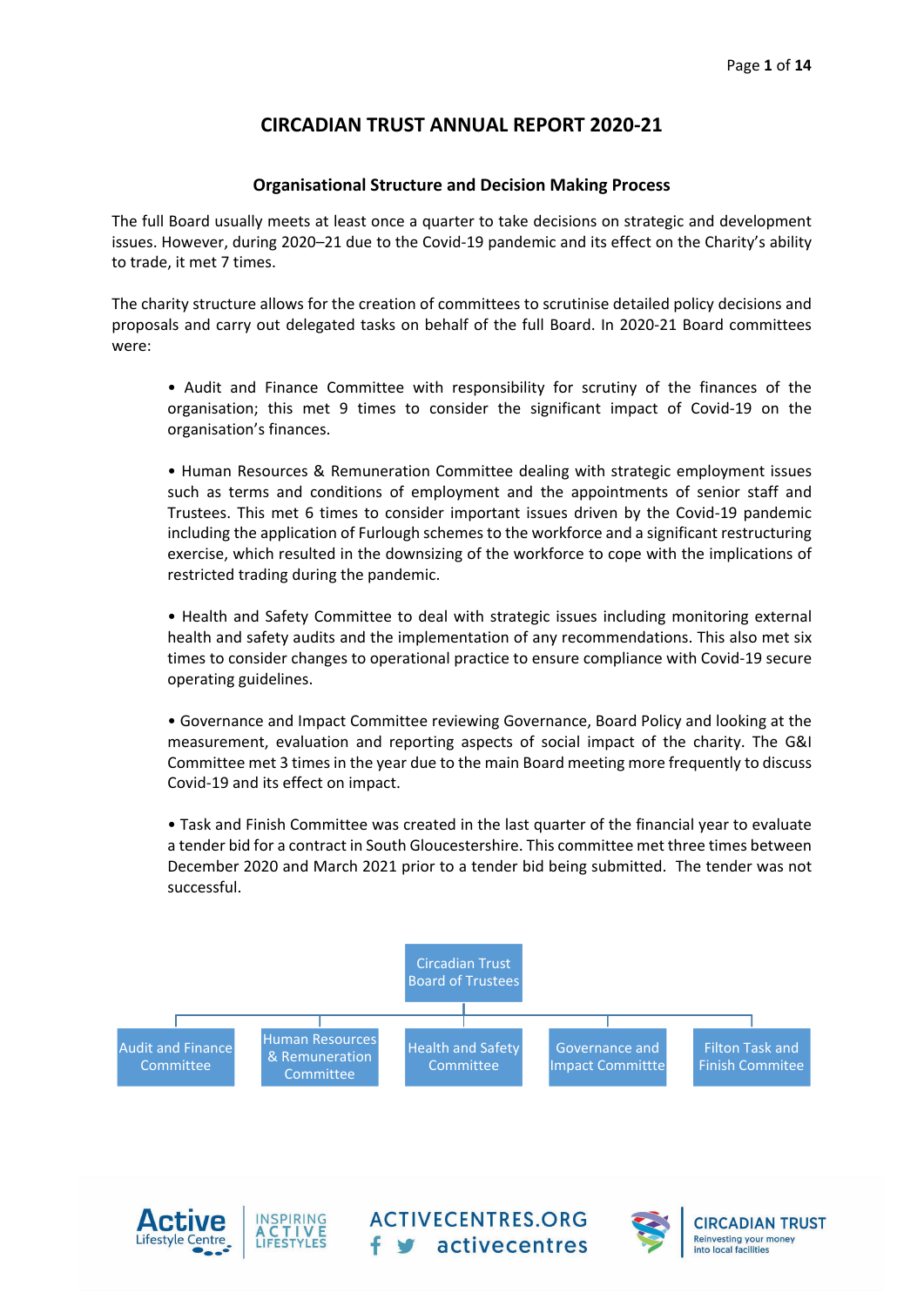# CIRCADIAN TRUST ANNUAL REPORT 2020-21

## Organisational Structure and Decision Making Process

The full Board usually meets at least once a quarter to take decisions on strategic and development issues. However, during 2020–21 due to the Covid-19 pandemic and its effect on the Charity's ability to trade, it met 7 times.

The charity structure allows for the creation of committees to scrutinise detailed policy decisions and proposals and carry out delegated tasks on behalf of the full Board. In 2020-21 Board committees were:

- Audit and Finance Committee with responsibility for scrutiny of the finances of the organisation; this met 9 times to consider the significant impact of Covid-19 on the organisation's finances.

- Human Resources & Remuneration Committee dealing with strategic employment issues such as terms and conditions of employment and the appointments of senior staff and Trustees. This met 6 times to consider important issues driven by the Covid-19 pandemic including the application of Furlough schemes to the workforce and a significant restructuring exercise, which resulted in the downsizing of the workforce to cope with the implications of restricted trading during the pandemic.

- Health and Safety Committee to deal with strategic issues including monitoring external health and safety audits and the implementation of any recommendations. This also met six times to consider changes to operational practice to ensure compliance with Covid-19 secure operating guidelines.

- Governance and Impact Committee reviewing Governance, Board Policy and looking at the measurement, evaluation and reporting aspects of social impact of the charity. The G&I Committee met 3 times in the year due to the main Board meeting more frequently to discuss Covid-19 and its effect on impact.

- Task and Finish Committee was created in the last quarter of the financial year to evaluate a tender bid for a contract in South Gloucestershire. This committee met three times between December 2020 and March 2021 prior to a tender bid being submitted. The tender was not successful.

Circadian Trust Board of Trustees

- Audit and Finance Committee
- Human Resources & Remuneration Committee
- Health and Safety Committee
- Governance and Impact Committtee
- Filton Task and Finish Commitee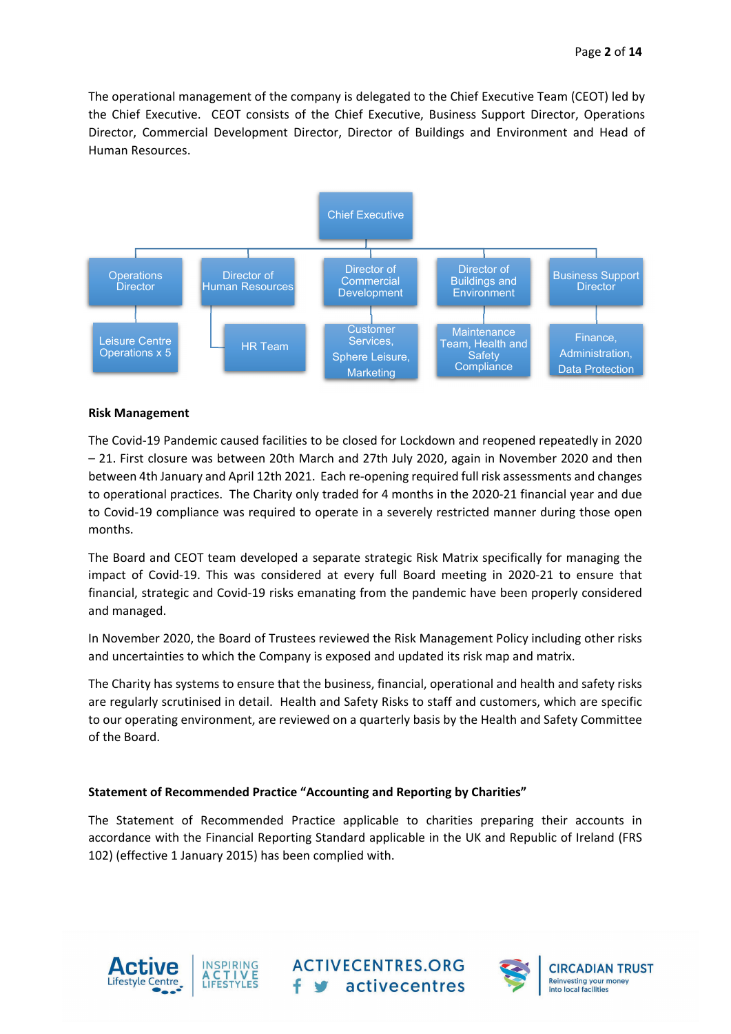The operational management of the company is delegated to the Chief Executive Team (CEOT) led by the Chief Executive. CEOT consists of the Chief Executive, Business Support Director, Operations Director, Commercial Development Director, Director of Buildings and Environment and Head of Human Resources.

- Chief Executive
  - Operations Director
    - Leisure Centre Operations x 5
  - Director of Human Resources
    - HR Team
  - Director of Commercial Development
    - Customer Services, Sphere Leisure, Marketing
  - Director of Buildings and Environment
    - Maintenance Team, Health and Safety Compliance
  - Business Support Director
    - Finance, Administration, Data Protection

**Risk Management**

The Covid-19 Pandemic caused facilities to be closed for Lockdown and reopened repeatedly in 2020 – 21. First closure was between 20th March and 27th July 2020, again in November 2020 and then between 4th January and April 12th 2021. Each re-opening required full risk assessments and changes to operational practices. The Charity only traded for 4 months in the 2020-21 financial year and due to Covid-19 compliance was required to operate in a severely restricted manner during those open months.

The Board and CEOT team developed a separate strategic Risk Matrix specifically for managing the impact of Covid-19. This was considered at every full Board meeting in 2020-21 to ensure that financial, strategic and Covid-19 risks emanating from the pandemic have been properly considered and managed.

In November 2020, the Board of Trustees reviewed the Risk Management Policy including other risks and uncertainties to which the Company is exposed and updated its risk map and matrix.

The Charity has systems to ensure that the business, financial, operational and health and safety risks are regularly scrutinised in detail. Health and Safety Risks to staff and customers, which are specific to our operating environment, are reviewed on a quarterly basis by the Health and Safety Committee of the Board.

**Statement of Recommended Practice "Accounting and Reporting by Charities"**

The Statement of Recommended Practice applicable to charities preparing their accounts in accordance with the Financial Reporting Standard applicable in the UK and Republic of Ireland (FRS 102) (effective 1 January 2015) has been complied with.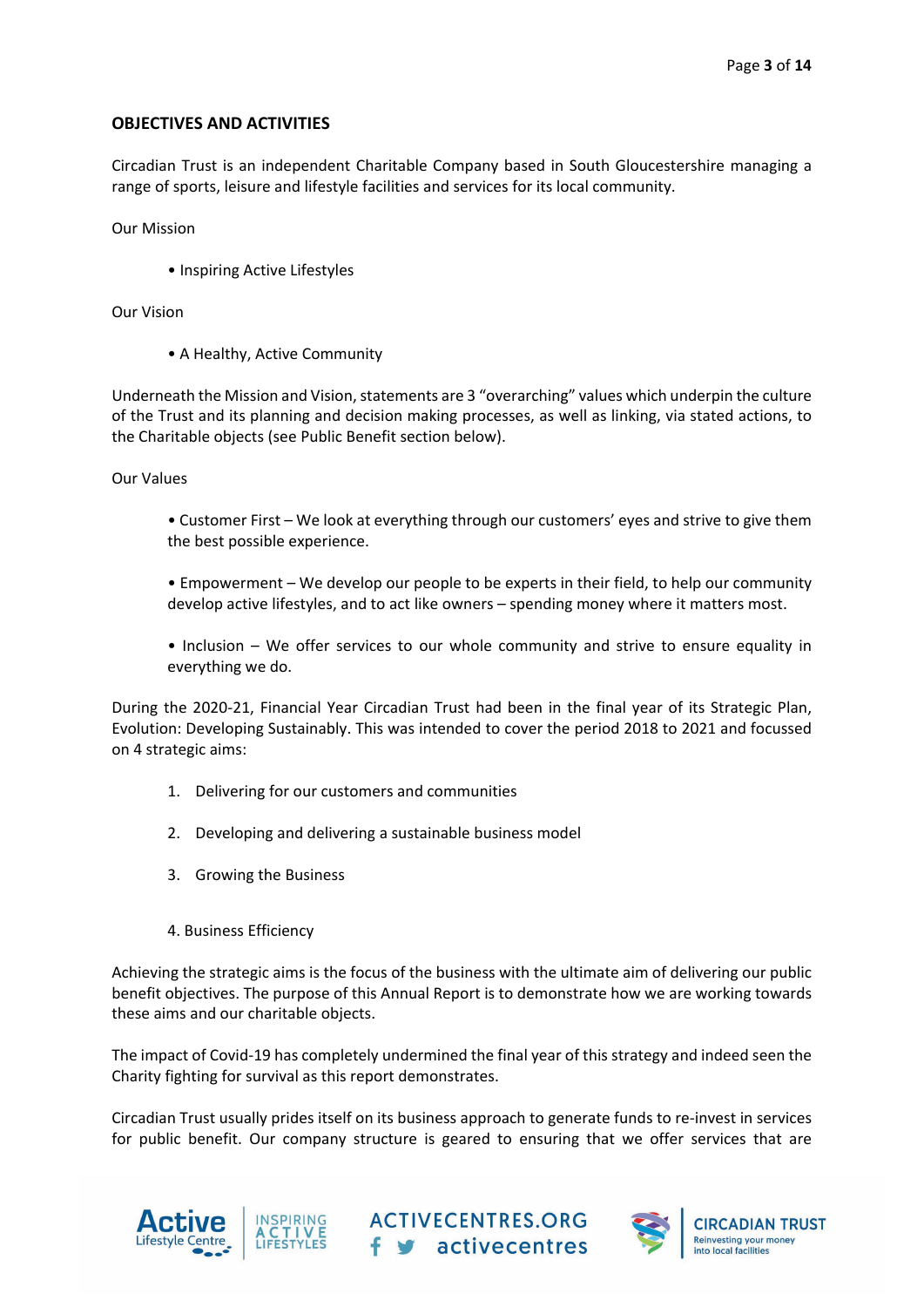## OBJECTIVES AND ACTIVITIES

Circadian Trust is an independent Charitable Company based in South Gloucestershire managing a range of sports, leisure and lifestyle facilities and services for its local community.

Our Mission

- Inspiring Active Lifestyles

Our Vision

- A Healthy, Active Community

Underneath the Mission and Vision, statements are 3 "overarching" values which underpin the culture of the Trust and its planning and decision making processes, as well as linking, via stated actions, to the Charitable objects (see Public Benefit section below).

Our Values

- Customer First – We look at everything through our customers' eyes and strive to give them the best possible experience.

- Empowerment – We develop our people to be experts in their field, to help our community develop active lifestyles, and to act like owners – spending money where it matters most.

- Inclusion – We offer services to our whole community and strive to ensure equality in everything we do.

During the 2020-21, Financial Year Circadian Trust had been in the final year of its Strategic Plan, Evolution: Developing Sustainably. This was intended to cover the period 2018 to 2021 and focussed on 4 strategic aims:

1. Delivering for our customers and communities
2. Developing and delivering a sustainable business model
3. Growing the Business
4. Business Efficiency

Achieving the strategic aims is the focus of the business with the ultimate aim of delivering our public benefit objectives. The purpose of this Annual Report is to demonstrate how we are working towards these aims and our charitable objects.

The impact of Covid-19 has completely undermined the final year of this strategy and indeed seen the Charity fighting for survival as this report demonstrates.

Circadian Trust usually prides itself on its business approach to generate funds to re-invest in services for public benefit. Our company structure is geared to ensuring that we offer services that are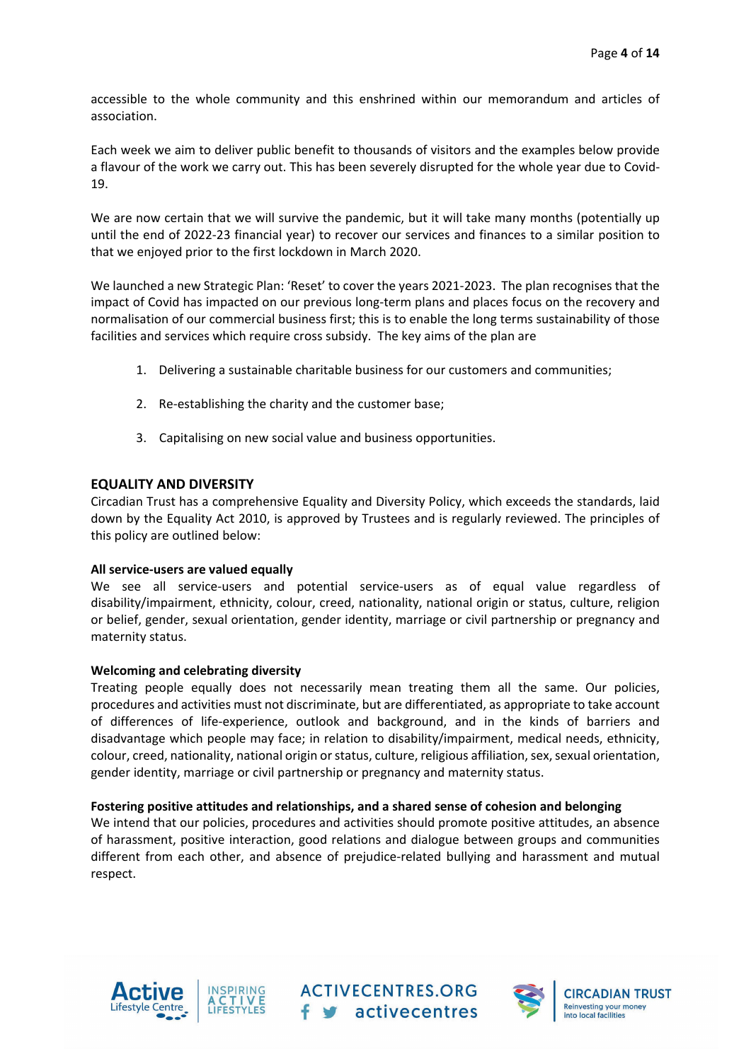accessible to the whole community and this enshrined within our memorandum and articles of association.

Each week we aim to deliver public benefit to thousands of visitors and the examples below provide a flavour of the work we carry out. This has been severely disrupted for the whole year due to Covid-19.

We are now certain that we will survive the pandemic, but it will take many months (potentially up until the end of 2022-23 financial year) to recover our services and finances to a similar position to that we enjoyed prior to the first lockdown in March 2020.

We launched a new Strategic Plan: 'Reset' to cover the years 2021-2023. The plan recognises that the impact of Covid has impacted on our previous long-term plans and places focus on the recovery and normalisation of our commercial business first; this is to enable the long terms sustainability of those facilities and services which require cross subsidy. The key aims of the plan are

1. Delivering a sustainable charitable business for our customers and communities;
2. Re-establishing the charity and the customer base;
3. Capitalising on new social value and business opportunities.

## EQUALITY AND DIVERSITY

Circadian Trust has a comprehensive Equality and Diversity Policy, which exceeds the standards, laid down by the Equality Act 2010, is approved by Trustees and is regularly reviewed. The principles of this policy are outlined below:

**All service-users are valued equally**

We see all service-users and potential service-users as of equal value regardless of disability/impairment, ethnicity, colour, creed, nationality, national origin or status, culture, religion or belief, gender, sexual orientation, gender identity, marriage or civil partnership or pregnancy and maternity status.

**Welcoming and celebrating diversity**

Treating people equally does not necessarily mean treating them all the same. Our policies, procedures and activities must not discriminate, but are differentiated, as appropriate to take account of differences of life-experience, outlook and background, and in the kinds of barriers and disadvantage which people may face; in relation to disability/impairment, medical needs, ethnicity, colour, creed, nationality, national origin or status, culture, religious affiliation, sex, sexual orientation, gender identity, marriage or civil partnership or pregnancy and maternity status.

**Fostering positive attitudes and relationships, and a shared sense of cohesion and belonging**

We intend that our policies, procedures and activities should promote positive attitudes, an absence of harassment, positive interaction, good relations and dialogue between groups and communities different from each other, and absence of prejudice-related bullying and harassment and mutual respect.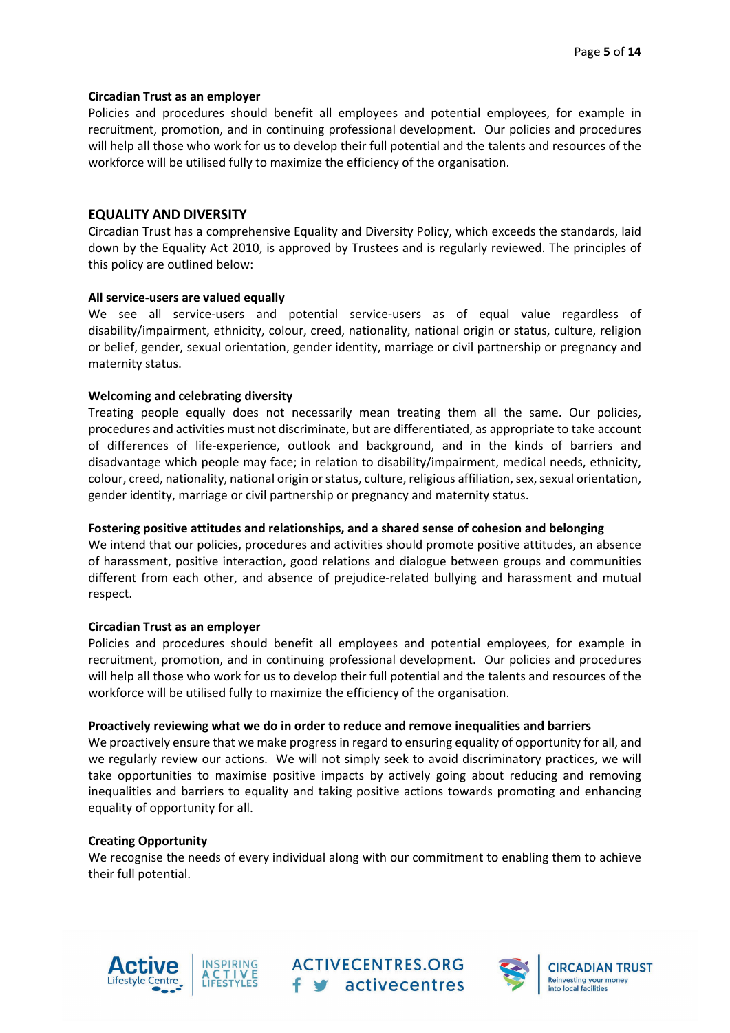**Circadian Trust as an employer**

Policies and procedures should benefit all employees and potential employees, for example in recruitment, promotion, and in continuing professional development. Our policies and procedures will help all those who work for us to develop their full potential and the talents and resources of the workforce will be utilised fully to maximize the efficiency of the organisation.

## EQUALITY AND DIVERSITY

Circadian Trust has a comprehensive Equality and Diversity Policy, which exceeds the standards, laid down by the Equality Act 2010, is approved by Trustees and is regularly reviewed. The principles of this policy are outlined below:

**All service-users are valued equally**

We see all service-users and potential service-users as of equal value regardless of disability/impairment, ethnicity, colour, creed, nationality, national origin or status, culture, religion or belief, gender, sexual orientation, gender identity, marriage or civil partnership or pregnancy and maternity status.

**Welcoming and celebrating diversity**

Treating people equally does not necessarily mean treating them all the same. Our policies, procedures and activities must not discriminate, but are differentiated, as appropriate to take account of differences of life-experience, outlook and background, and in the kinds of barriers and disadvantage which people may face; in relation to disability/impairment, medical needs, ethnicity, colour, creed, nationality, national origin or status, culture, religious affiliation, sex, sexual orientation, gender identity, marriage or civil partnership or pregnancy and maternity status.

**Fostering positive attitudes and relationships, and a shared sense of cohesion and belonging**

We intend that our policies, procedures and activities should promote positive attitudes, an absence of harassment, positive interaction, good relations and dialogue between groups and communities different from each other, and absence of prejudice-related bullying and harassment and mutual respect.

**Circadian Trust as an employer**

Policies and procedures should benefit all employees and potential employees, for example in recruitment, promotion, and in continuing professional development. Our policies and procedures will help all those who work for us to develop their full potential and the talents and resources of the workforce will be utilised fully to maximize the efficiency of the organisation.

**Proactively reviewing what we do in order to reduce and remove inequalities and barriers**

We proactively ensure that we make progress in regard to ensuring equality of opportunity for all, and we regularly review our actions. We will not simply seek to avoid discriminatory practices, we will take opportunities to maximise positive impacts by actively going about reducing and removing inequalities and barriers to equality and taking positive actions towards promoting and enhancing equality of opportunity for all.

**Creating Opportunity**

We recognise the needs of every individual along with our commitment to enabling them to achieve their full potential.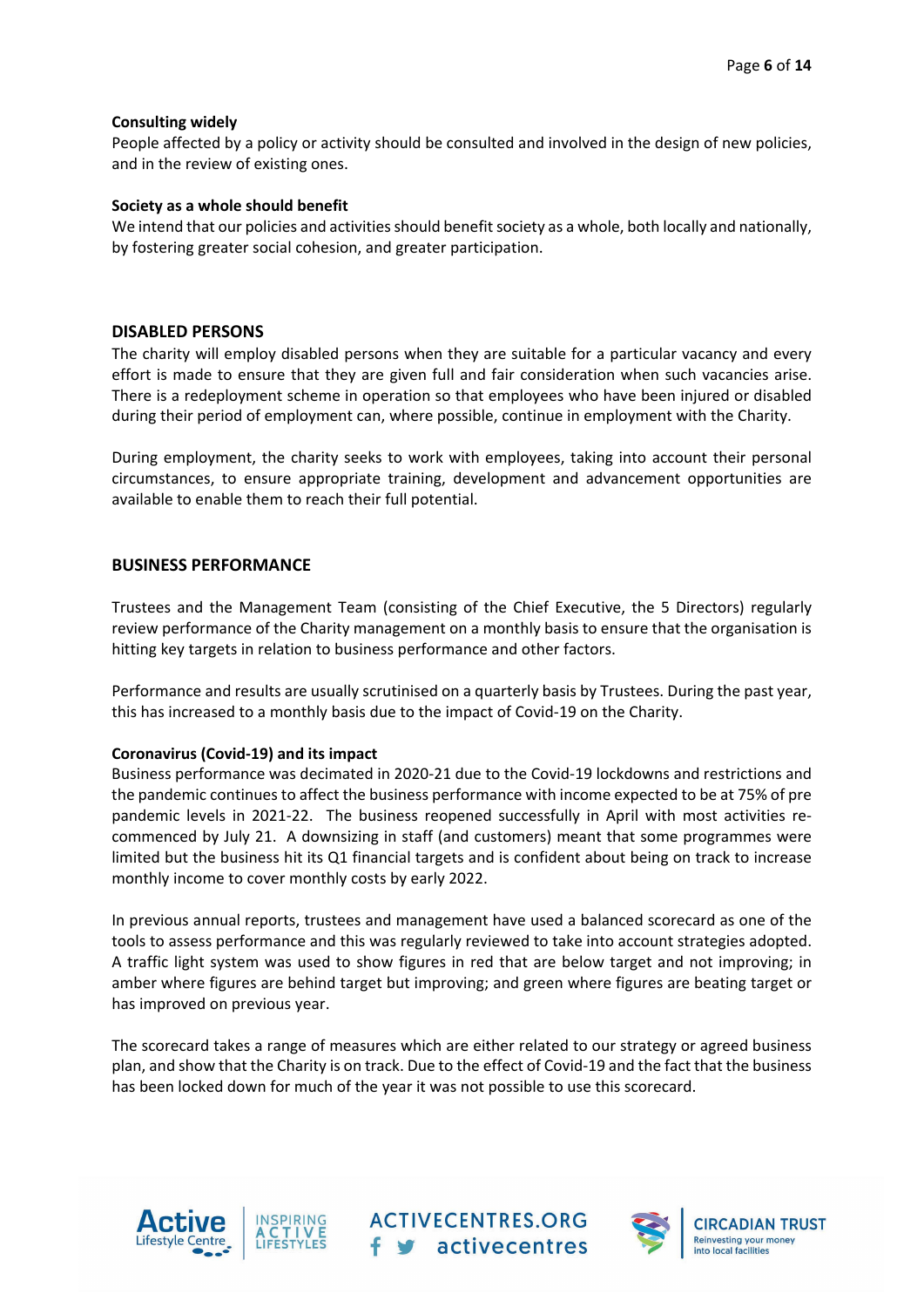**Consulting widely**
People affected by a policy or activity should be consulted and involved in the design of new policies, and in the review of existing ones.

**Society as a whole should benefit**
We intend that our policies and activities should benefit society as a whole, both locally and nationally, by fostering greater social cohesion, and greater participation.

## DISABLED PERSONS

The charity will employ disabled persons when they are suitable for a particular vacancy and every effort is made to ensure that they are given full and fair consideration when such vacancies arise. There is a redeployment scheme in operation so that employees who have been injured or disabled during their period of employment can, where possible, continue in employment with the Charity.

During employment, the charity seeks to work with employees, taking into account their personal circumstances, to ensure appropriate training, development and advancement opportunities are available to enable them to reach their full potential.

## BUSINESS PERFORMANCE

Trustees and the Management Team (consisting of the Chief Executive, the 5 Directors) regularly review performance of the Charity management on a monthly basis to ensure that the organisation is hitting key targets in relation to business performance and other factors.

Performance and results are usually scrutinised on a quarterly basis by Trustees. During the past year, this has increased to a monthly basis due to the impact of Covid-19 on the Charity.

**Coronavirus (Covid-19) and its impact**
Business performance was decimated in 2020-21 due to the Covid-19 lockdowns and restrictions and the pandemic continues to affect the business performance with income expected to be at 75% of pre pandemic levels in 2021-22. The business reopened successfully in April with most activities re-commenced by July 21. A downsizing in staff (and customers) meant that some programmes were limited but the business hit its Q1 financial targets and is confident about being on track to increase monthly income to cover monthly costs by early 2022.

In previous annual reports, trustees and management have used a balanced scorecard as one of the tools to assess performance and this was regularly reviewed to take into account strategies adopted. A traffic light system was used to show figures in red that are below target and not improving; in amber where figures are behind target but improving; and green where figures are beating target or has improved on previous year.

The scorecard takes a range of measures which are either related to our strategy or agreed business plan, and show that the Charity is on track. Due to the effect of Covid-19 and the fact that the business has been locked down for much of the year it was not possible to use this scorecard.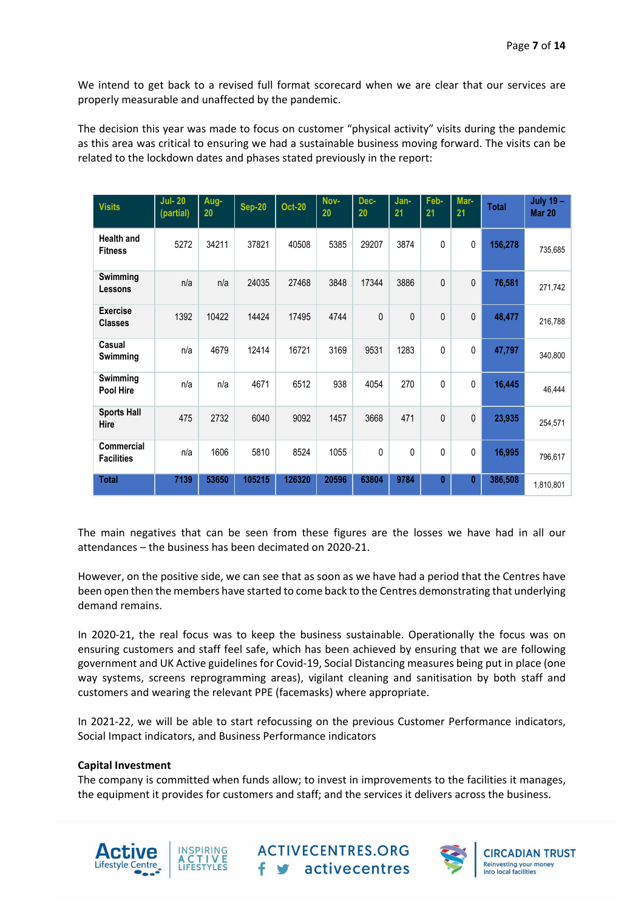We intend to get back to a revised full format scorecard when we are clear that our services are properly measurable and unaffected by the pandemic.

The decision this year was made to focus on customer "physical activity" visits during the pandemic as this area was critical to ensuring we had a sustainable business moving forward. The visits can be related to the lockdown dates and phases stated previously in the report:

| Visits | Jul- 20 (partial) | Aug-20 | Sep-20 | Oct-20 | Nov-20 | Dec-20 | Jan-21 | Feb-21 | Mar-21 | Total | July 19 – Mar 20 |
|---|---|---|---|---|---|---|---|---|---|---|---|
| Health and Fitness | 5272 | 34211 | 37821 | 40508 | 5385 | 29207 | 3874 | 0 | 0 | 156,278 | 735,685 |
| Swimming Lessons | n/a | n/a | 24035 | 27468 | 3848 | 17344 | 3886 | 0 | 0 | 76,581 | 271,742 |
| Exercise Classes | 1392 | 10422 | 14424 | 17495 | 4744 | 0 | 0 | 0 | 0 | 48,477 | 216,788 |
| Casual Swimming | n/a | 4679 | 12414 | 16721 | 3169 | 9531 | 1283 | 0 | 0 | 47,797 | 340,800 |
| Swimming Pool Hire | n/a | n/a | 4671 | 6512 | 938 | 4054 | 270 | 0 | 0 | 16,445 | 46,444 |
| Sports Hall Hire | 475 | 2732 | 6040 | 9092 | 1457 | 3668 | 471 | 0 | 0 | 23,935 | 254,571 |
| Commercial Facilities | n/a | 1606 | 5810 | 8524 | 1055 | 0 | 0 | 0 | 0 | 16,995 | 796,617 |
| **Total** | **7139** | **53650** | **105215** | **126320** | **20596** | **63804** | **9784** | **0** | **0** | **386,508** | 1,810,801 |

The main negatives that can be seen from these figures are the losses we have had in all our attendances – the business has been decimated on 2020-21.

However, on the positive side, we can see that as soon as we have had a period that the Centres have been open then the members have started to come back to the Centres demonstrating that underlying demand remains.

In 2020-21, the real focus was to keep the business sustainable. Operationally the focus was on ensuring customers and staff feel safe, which has been achieved by ensuring that we are following government and UK Active guidelines for Covid-19, Social Distancing measures being put in place (one way systems, screens reprogramming areas), vigilant cleaning and sanitisation by both staff and customers and wearing the relevant PPE (facemasks) where appropriate.

In 2021-22, we will be able to start refocussing on the previous Customer Performance indicators, Social Impact indicators, and Business Performance indicators

**Capital Investment**

The company is committed when funds allow; to invest in improvements to the facilities it manages, the equipment it provides for customers and staff; and the services it delivers across the business.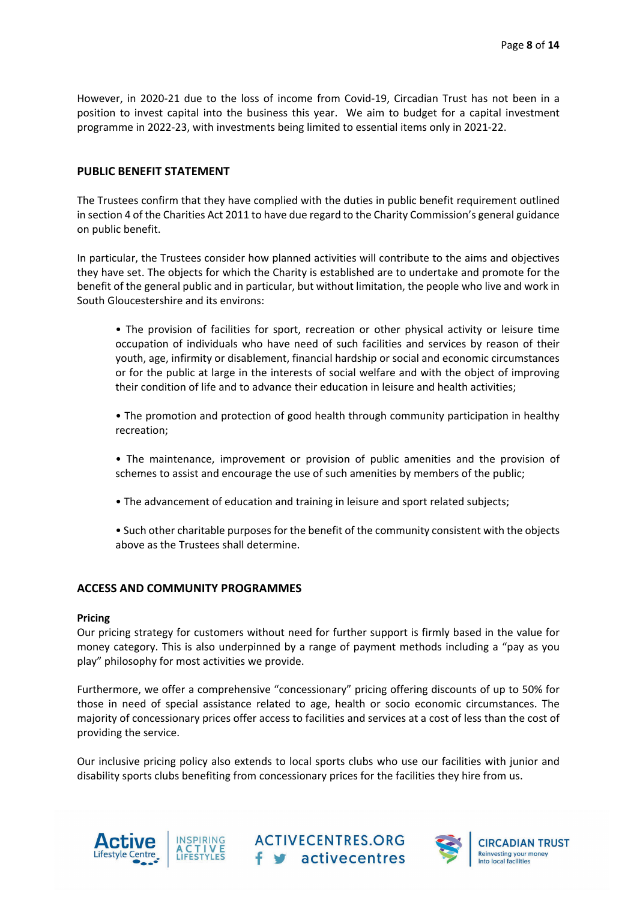However, in 2020-21 due to the loss of income from Covid-19, Circadian Trust has not been in a position to invest capital into the business this year. We aim to budget for a capital investment programme in 2022-23, with investments being limited to essential items only in 2021-22.

## PUBLIC BENEFIT STATEMENT

The Trustees confirm that they have complied with the duties in public benefit requirement outlined in section 4 of the Charities Act 2011 to have due regard to the Charity Commission's general guidance on public benefit.

In particular, the Trustees consider how planned activities will contribute to the aims and objectives they have set. The objects for which the Charity is established are to undertake and promote for the benefit of the general public and in particular, but without limitation, the people who live and work in South Gloucestershire and its environs:

- The provision of facilities for sport, recreation or other physical activity or leisure time occupation of individuals who have need of such facilities and services by reason of their youth, age, infirmity or disablement, financial hardship or social and economic circumstances or for the public at large in the interests of social welfare and with the object of improving their condition of life and to advance their education in leisure and health activities;

- The promotion and protection of good health through community participation in healthy recreation;

- The maintenance, improvement or provision of public amenities and the provision of schemes to assist and encourage the use of such amenities by members of the public;

- The advancement of education and training in leisure and sport related subjects;

- Such other charitable purposes for the benefit of the community consistent with the objects above as the Trustees shall determine.

## ACCESS AND COMMUNITY PROGRAMMES

**Pricing**

Our pricing strategy for customers without need for further support is firmly based in the value for money category. This is also underpinned by a range of payment methods including a "pay as you play" philosophy for most activities we provide.

Furthermore, we offer a comprehensive "concessionary" pricing offering discounts of up to 50% for those in need of special assistance related to age, health or socio economic circumstances. The majority of concessionary prices offer access to facilities and services at a cost of less than the cost of providing the service.

Our inclusive pricing policy also extends to local sports clubs who use our facilities with junior and disability sports clubs benefiting from concessionary prices for the facilities they hire from us.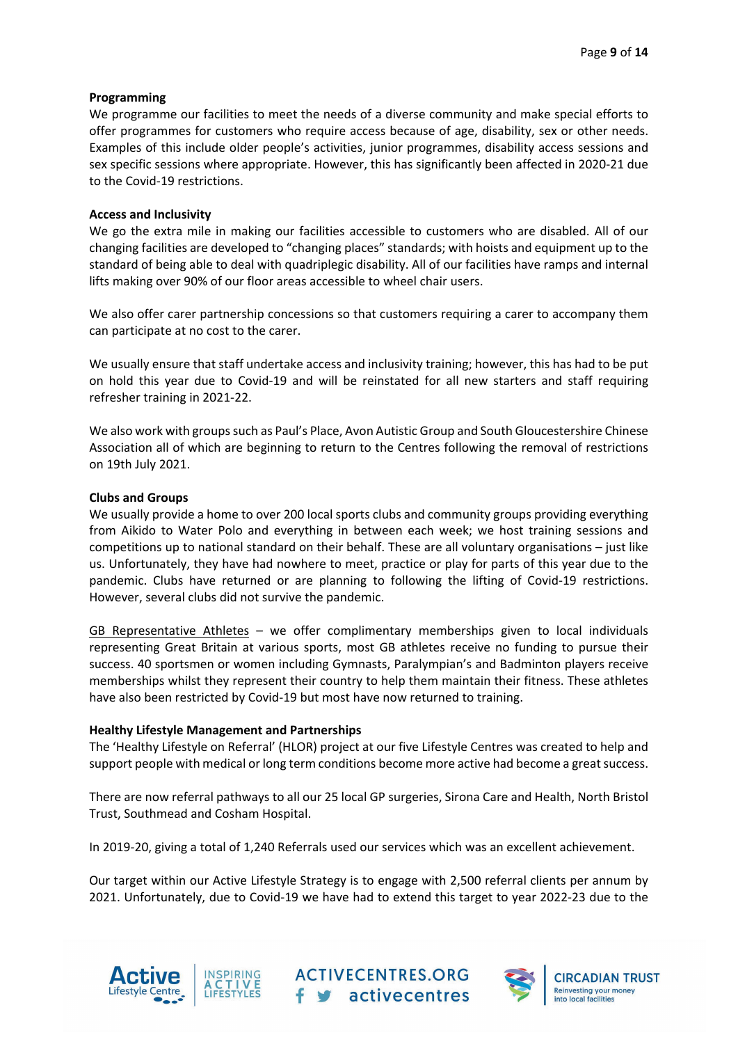**Programming**

We programme our facilities to meet the needs of a diverse community and make special efforts to offer programmes for customers who require access because of age, disability, sex or other needs. Examples of this include older people's activities, junior programmes, disability access sessions and sex specific sessions where appropriate. However, this has significantly been affected in 2020-21 due to the Covid-19 restrictions.

**Access and Inclusivity**

We go the extra mile in making our facilities accessible to customers who are disabled. All of our changing facilities are developed to "changing places" standards; with hoists and equipment up to the standard of being able to deal with quadriplegic disability. All of our facilities have ramps and internal lifts making over 90% of our floor areas accessible to wheel chair users.

We also offer carer partnership concessions so that customers requiring a carer to accompany them can participate at no cost to the carer.

We usually ensure that staff undertake access and inclusivity training; however, this has had to be put on hold this year due to Covid-19 and will be reinstated for all new starters and staff requiring refresher training in 2021-22.

We also work with groups such as Paul's Place, Avon Autistic Group and South Gloucestershire Chinese Association all of which are beginning to return to the Centres following the removal of restrictions on 19th July 2021.

**Clubs and Groups**

We usually provide a home to over 200 local sports clubs and community groups providing everything from Aikido to Water Polo and everything in between each week; we host training sessions and competitions up to national standard on their behalf. These are all voluntary organisations – just like us. Unfortunately, they have had nowhere to meet, practice or play for parts of this year due to the pandemic. Clubs have returned or are planning to following the lifting of Covid-19 restrictions. However, several clubs did not survive the pandemic.

GB Representative Athletes – we offer complimentary memberships given to local individuals representing Great Britain at various sports, most GB athletes receive no funding to pursue their success. 40 sportsmen or women including Gymnasts, Paralympian's and Badminton players receive memberships whilst they represent their country to help them maintain their fitness. These athletes have also been restricted by Covid-19 but most have now returned to training.

**Healthy Lifestyle Management and Partnerships**

The 'Healthy Lifestyle on Referral' (HLOR) project at our five Lifestyle Centres was created to help and support people with medical or long term conditions become more active had become a great success.

There are now referral pathways to all our 25 local GP surgeries, Sirona Care and Health, North Bristol Trust, Southmead and Cosham Hospital.

In 2019-20, giving a total of 1,240 Referrals used our services which was an excellent achievement.

Our target within our Active Lifestyle Strategy is to engage with 2,500 referral clients per annum by 2021. Unfortunately, due to Covid-19 we have had to extend this target to year 2022-23 due to the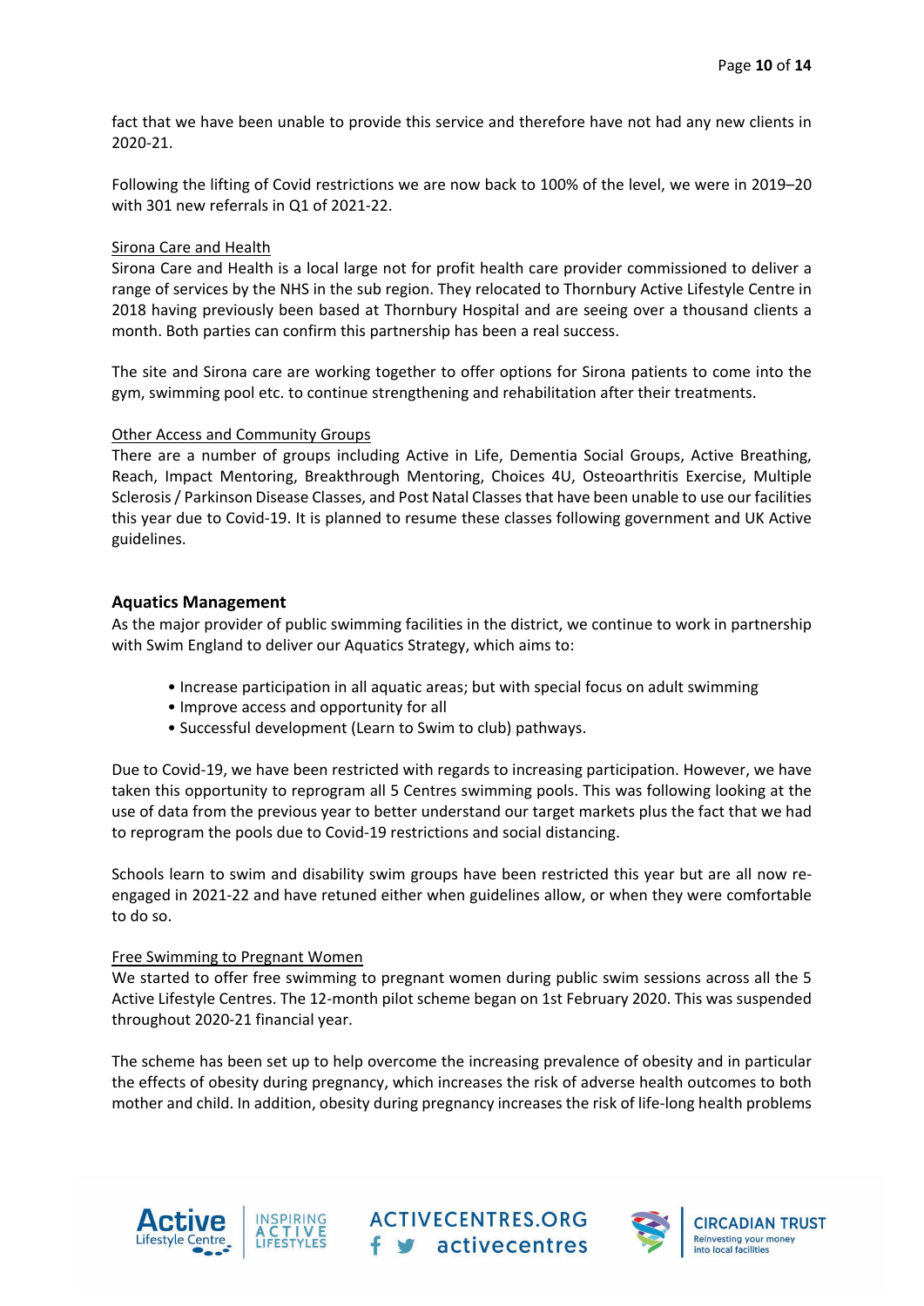fact that we have been unable to provide this service and therefore have not had any new clients in 2020-21.

Following the lifting of Covid restrictions we are now back to 100% of the level, we were in 2019–20 with 301 new referrals in Q1 of 2021-22.

Sirona Care and Health

Sirona Care and Health is a local large not for profit health care provider commissioned to deliver a range of services by the NHS in the sub region. They relocated to Thornbury Active Lifestyle Centre in 2018 having previously been based at Thornbury Hospital and are seeing over a thousand clients a month. Both parties can confirm this partnership has been a real success.

The site and Sirona care are working together to offer options for Sirona patients to come into the gym, swimming pool etc. to continue strengthening and rehabilitation after their treatments.

Other Access and Community Groups

There are a number of groups including Active in Life, Dementia Social Groups, Active Breathing, Reach, Impact Mentoring, Breakthrough Mentoring, Choices 4U, Osteoarthritis Exercise, Multiple Sclerosis / Parkinson Disease Classes, and Post Natal Classes that have been unable to use our facilities this year due to Covid-19. It is planned to resume these classes following government and UK Active guidelines.

## Aquatics Management

As the major provider of public swimming facilities in the district, we continue to work in partnership with Swim England to deliver our Aquatics Strategy, which aims to:

- Increase participation in all aquatic areas; but with special focus on adult swimming
- Improve access and opportunity for all
- Successful development (Learn to Swim to club) pathways.

Due to Covid-19, we have been restricted with regards to increasing participation. However, we have taken this opportunity to reprogram all 5 Centres swimming pools. This was following looking at the use of data from the previous year to better understand our target markets plus the fact that we had to reprogram the pools due to Covid-19 restrictions and social distancing.

Schools learn to swim and disability swim groups have been restricted this year but are all now re-engaged in 2021-22 and have retuned either when guidelines allow, or when they were comfortable to do so.

Free Swimming to Pregnant Women

We started to offer free swimming to pregnant women during public swim sessions across all the 5 Active Lifestyle Centres. The 12-month pilot scheme began on 1st February 2020. This was suspended throughout 2020-21 financial year.

The scheme has been set up to help overcome the increasing prevalence of obesity and in particular the effects of obesity during pregnancy, which increases the risk of adverse health outcomes to both mother and child. In addition, obesity during pregnancy increases the risk of life-long health problems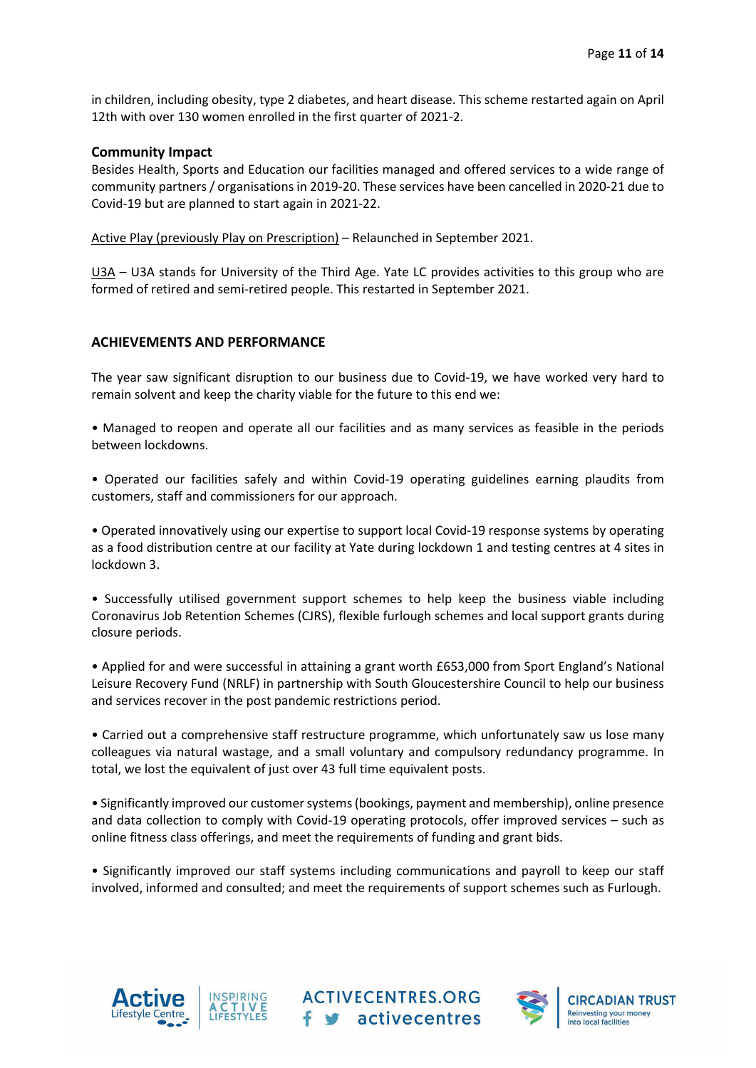in children, including obesity, type 2 diabetes, and heart disease. This scheme restarted again on April 12th with over 130 women enrolled in the first quarter of 2021-2.

**Community Impact**

Besides Health, Sports and Education our facilities managed and offered services to a wide range of community partners / organisations in 2019-20. These services have been cancelled in 2020-21 due to Covid-19 but are planned to start again in 2021-22.

Active Play (previously Play on Prescription) – Relaunched in September 2021.

U3A – U3A stands for University of the Third Age. Yate LC provides activities to this group who are formed of retired and semi-retired people. This restarted in September 2021.

## ACHIEVEMENTS AND PERFORMANCE

The year saw significant disruption to our business due to Covid-19, we have worked very hard to remain solvent and keep the charity viable for the future to this end we:

- Managed to reopen and operate all our facilities and as many services as feasible in the periods between lockdowns.

- Operated our facilities safely and within Covid-19 operating guidelines earning plaudits from customers, staff and commissioners for our approach.

- Operated innovatively using our expertise to support local Covid-19 response systems by operating as a food distribution centre at our facility at Yate during lockdown 1 and testing centres at 4 sites in lockdown 3.

- Successfully utilised government support schemes to help keep the business viable including Coronavirus Job Retention Schemes (CJRS), flexible furlough schemes and local support grants during closure periods.

- Applied for and were successful in attaining a grant worth £653,000 from Sport England's National Leisure Recovery Fund (NLRF) in partnership with South Gloucestershire Council to help our business and services recover in the post pandemic restrictions period.

- Carried out a comprehensive staff restructure programme, which unfortunately saw us lose many colleagues via natural wastage, and a small voluntary and compulsory redundancy programme. In total, we lost the equivalent of just over 43 full time equivalent posts.

- Significantly improved our customer systems (bookings, payment and membership), online presence and data collection to comply with Covid-19 operating protocols, offer improved services – such as online fitness class offerings, and meet the requirements of funding and grant bids.

- Significantly improved our staff systems including communications and payroll to keep our staff involved, informed and consulted; and meet the requirements of support schemes such as Furlough.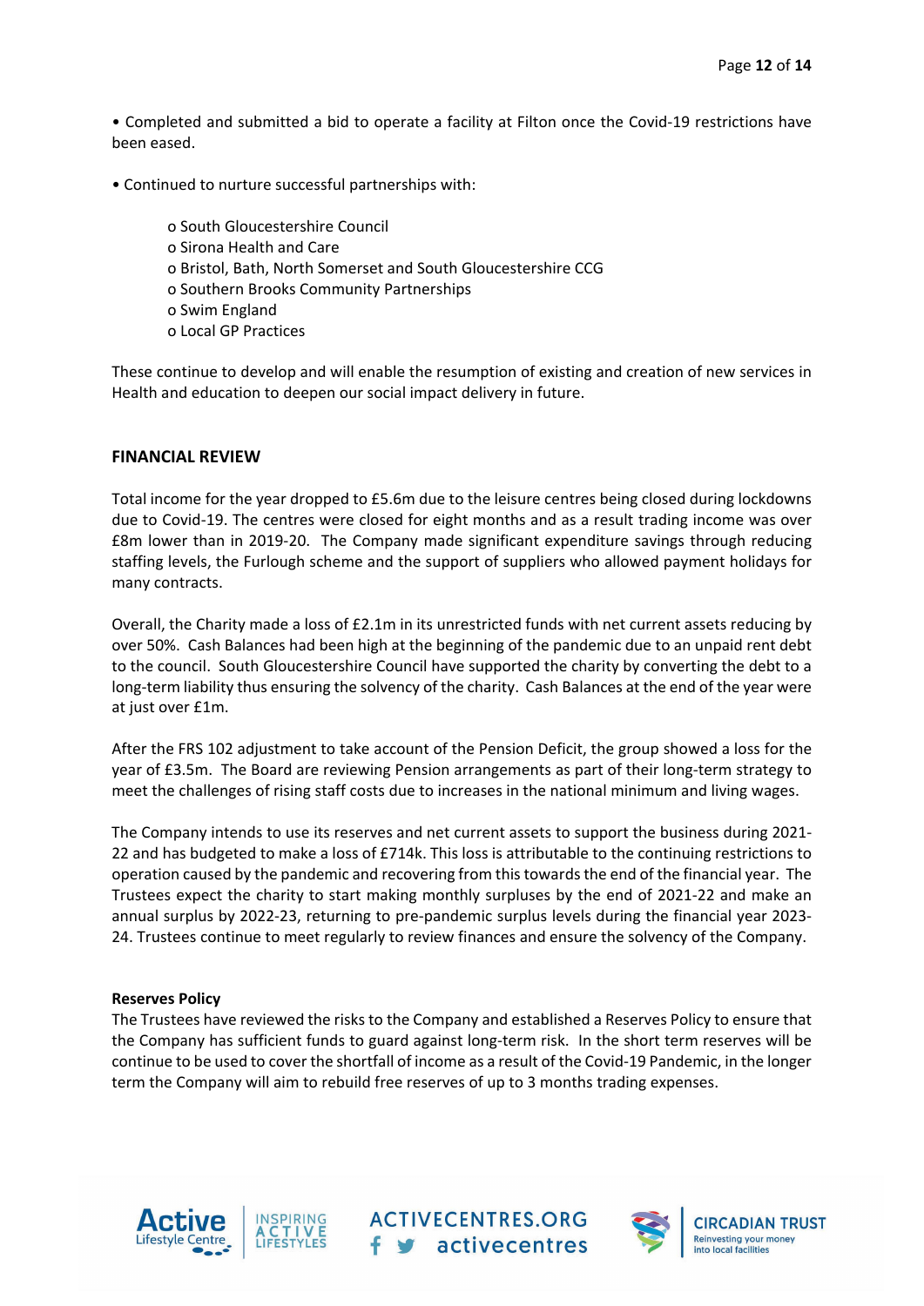• Completed and submitted a bid to operate a facility at Filton once the Covid-19 restrictions have been eased.

• Continued to nurture successful partnerships with:

  - South Gloucestershire Council
  - Sirona Health and Care
  - Bristol, Bath, North Somerset and South Gloucestershire CCG
  - Southern Brooks Community Partnerships
  - Swim England
  - Local GP Practices

These continue to develop and will enable the resumption of existing and creation of new services in Health and education to deepen our social impact delivery in future.

## FINANCIAL REVIEW

Total income for the year dropped to £5.6m due to the leisure centres being closed during lockdowns due to Covid-19. The centres were closed for eight months and as a result trading income was over £8m lower than in 2019-20. The Company made significant expenditure savings through reducing staffing levels, the Furlough scheme and the support of suppliers who allowed payment holidays for many contracts.

Overall, the Charity made a loss of £2.1m in its unrestricted funds with net current assets reducing by over 50%. Cash Balances had been high at the beginning of the pandemic due to an unpaid rent debt to the council. South Gloucestershire Council have supported the charity by converting the debt to a long-term liability thus ensuring the solvency of the charity. Cash Balances at the end of the year were at just over £1m.

After the FRS 102 adjustment to take account of the Pension Deficit, the group showed a loss for the year of £3.5m. The Board are reviewing Pension arrangements as part of their long-term strategy to meet the challenges of rising staff costs due to increases in the national minimum and living wages.

The Company intends to use its reserves and net current assets to support the business during 2021-22 and has budgeted to make a loss of £714k. This loss is attributable to the continuing restrictions to operation caused by the pandemic and recovering from this towards the end of the financial year. The Trustees expect the charity to start making monthly surpluses by the end of 2021-22 and make an annual surplus by 2022-23, returning to pre-pandemic surplus levels during the financial year 2023-24. Trustees continue to meet regularly to review finances and ensure the solvency of the Company.

**Reserves Policy**

The Trustees have reviewed the risks to the Company and established a Reserves Policy to ensure that the Company has sufficient funds to guard against long-term risk. In the short term reserves will be continue to be used to cover the shortfall of income as a result of the Covid-19 Pandemic, in the longer term the Company will aim to rebuild free reserves of up to 3 months trading expenses.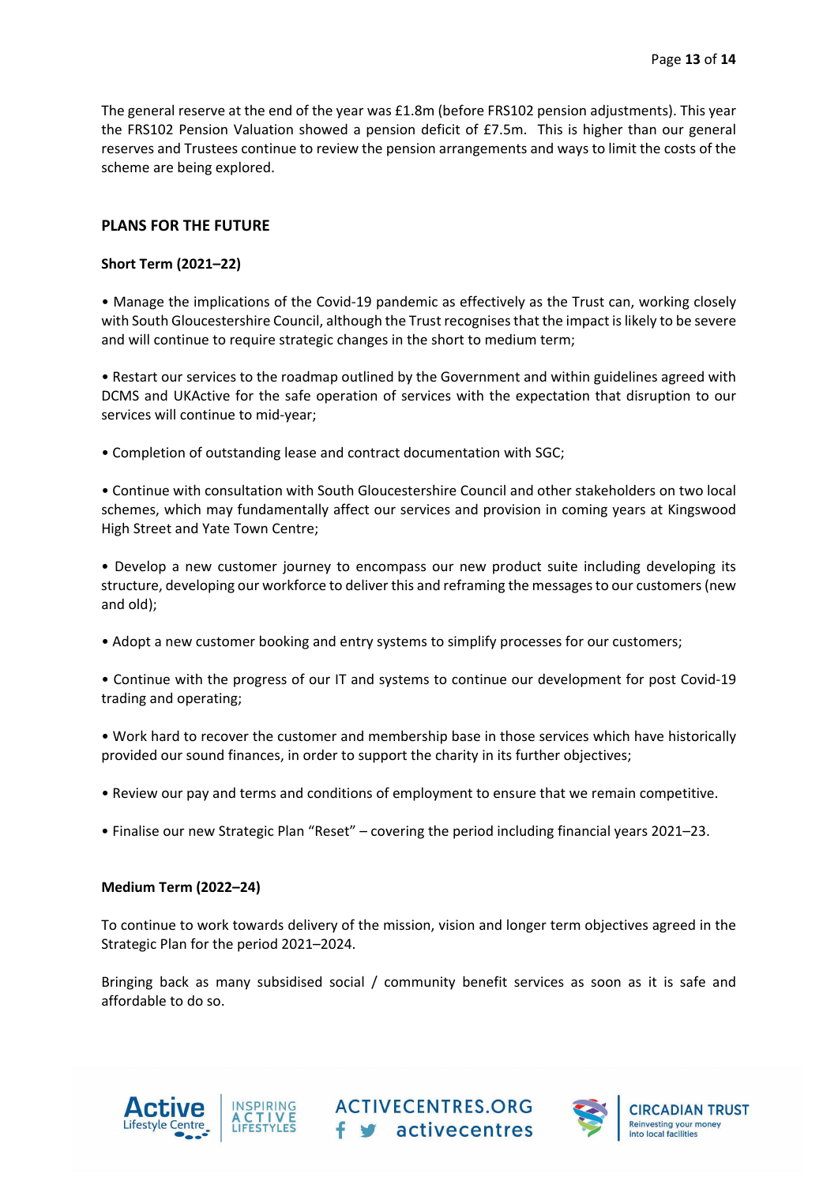The general reserve at the end of the year was £1.8m (before FRS102 pension adjustments). This year the FRS102 Pension Valuation showed a pension deficit of £7.5m. This is higher than our general reserves and Trustees continue to review the pension arrangements and ways to limit the costs of the scheme are being explored.

## PLANS FOR THE FUTURE

### Short Term (2021–22)

• Manage the implications of the Covid-19 pandemic as effectively as the Trust can, working closely with South Gloucestershire Council, although the Trust recognises that the impact is likely to be severe and will continue to require strategic changes in the short to medium term;

• Restart our services to the roadmap outlined by the Government and within guidelines agreed with DCMS and UKActive for the safe operation of services with the expectation that disruption to our services will continue to mid-year;

• Completion of outstanding lease and contract documentation with SGC;

• Continue with consultation with South Gloucestershire Council and other stakeholders on two local schemes, which may fundamentally affect our services and provision in coming years at Kingswood High Street and Yate Town Centre;

• Develop a new customer journey to encompass our new product suite including developing its structure, developing our workforce to deliver this and reframing the messages to our customers (new and old);

• Adopt a new customer booking and entry systems to simplify processes for our customers;

• Continue with the progress of our IT and systems to continue our development for post Covid-19 trading and operating;

• Work hard to recover the customer and membership base in those services which have historically provided our sound finances, in order to support the charity in its further objectives;

• Review our pay and terms and conditions of employment to ensure that we remain competitive.

• Finalise our new Strategic Plan "Reset" – covering the period including financial years 2021–23.

### Medium Term (2022–24)

To continue to work towards delivery of the mission, vision and longer term objectives agreed in the Strategic Plan for the period 2021–2024.

Bringing back as many subsidised social / community benefit services as soon as it is safe and affordable to do so.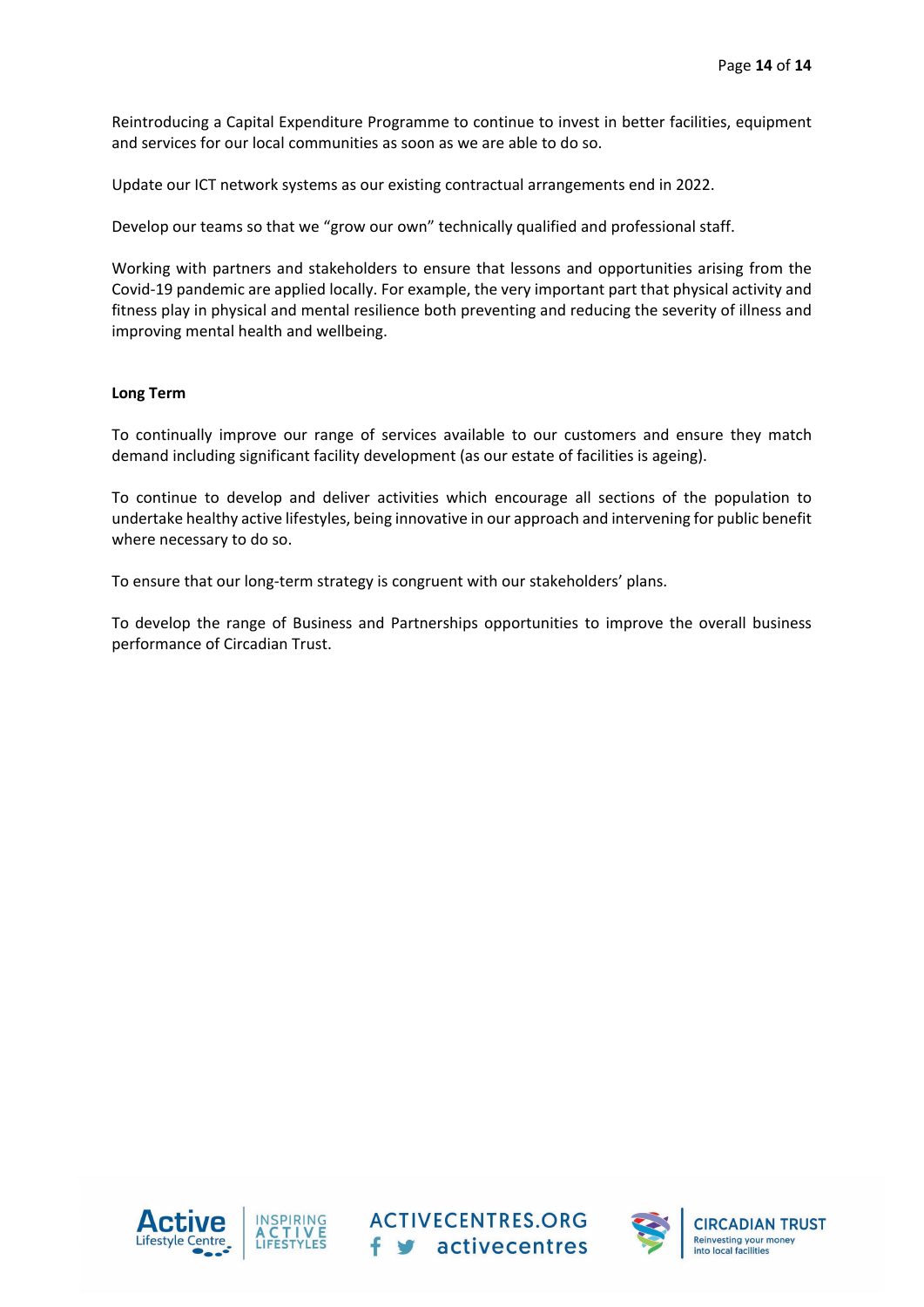Reintroducing a Capital Expenditure Programme to continue to invest in better facilities, equipment and services for our local communities as soon as we are able to do so.

Update our ICT network systems as our existing contractual arrangements end in 2022.

Develop our teams so that we "grow our own" technically qualified and professional staff.

Working with partners and stakeholders to ensure that lessons and opportunities arising from the Covid-19 pandemic are applied locally. For example, the very important part that physical activity and fitness play in physical and mental resilience both preventing and reducing the severity of illness and improving mental health and wellbeing.

**Long Term**

To continually improve our range of services available to our customers and ensure they match demand including significant facility development (as our estate of facilities is ageing).

To continue to develop and deliver activities which encourage all sections of the population to undertake healthy active lifestyles, being innovative in our approach and intervening for public benefit where necessary to do so.

To ensure that our long-term strategy is congruent with our stakeholders' plans.

To develop the range of Business and Partnerships opportunities to improve the overall business performance of Circadian Trust.